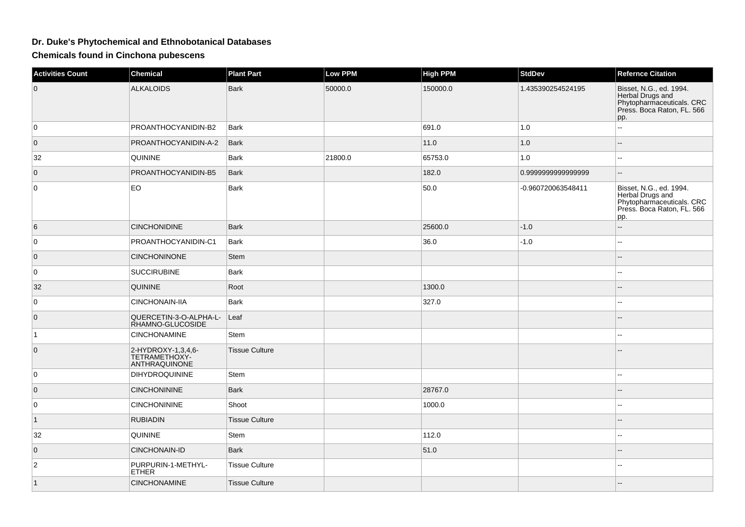## Dr. Duke's Phytochemical and Ethnobotanical Databases

### Chemicals found in Cinchona pubescens

| Activities Count | Chemical | Plant Part | Low PPM | High PPM | StdDev | Refernce Citation |
|---|---|---|---|---|---|---|
| 0 | ALKALOIDS | Bark | 50000.0 | 150000.0 | 1.435390254524195 | Bisset, N.G., ed. 1994. Herbal Drugs and Phytopharmaceuticals. CRC Press. Boca Raton, FL. 566 pp. |
| 0 | PROANTHOCYANIDIN-B2 | Bark | | 691.0 | 1.0 | -- |
| 0 | PROANTHOCYANIDIN-A-2 | Bark | | 11.0 | 1.0 | -- |
| 32 | QUININE | Bark | 21800.0 | 65753.0 | 1.0 | -- |
| 0 | PROANTHOCYANIDIN-B5 | Bark | | 182.0 | 0.9999999999999999 | -- |
| 0 | EO | Bark | | 50.0 | -0.960720063548411 | Bisset, N.G., ed. 1994. Herbal Drugs and Phytopharmaceuticals. CRC Press. Boca Raton, FL. 566 pp. |
| 6 | CINCHONIDINE | Bark | | 25600.0 | -1.0 | -- |
| 0 | PROANTHOCYANIDIN-C1 | Bark | | 36.0 | -1.0 | -- |
| 0 | CINCHONINONE | Stem | | | | -- |
| 0 | SUCCIRUBINE | Bark | | | | -- |
| 32 | QUININE | Root | | 1300.0 | | -- |
| 0 | CINCHONAIN-IIA | Bark | | 327.0 | | -- |
| 0 | QUERCETIN-3-O-ALPHA-L-RHAMNO-GLUCOSIDE | Leaf | | | | -- |
| 1 | CINCHONAMINE | Stem | | | | -- |
| 0 | 2-HYDROXY-1,3,4,6-TETRAMETHOXY-ANTHRAQUINONE | Tissue Culture | | | | -- |
| 0 | DIHYDROQUININE | Stem | | | | -- |
| 0 | CINCHONININE | Bark | | 28767.0 | | -- |
| 0 | CINCHONININE | Shoot | | 1000.0 | | -- |
| 1 | RUBIADIN | Tissue Culture | | | | -- |
| 32 | QUININE | Stem | | 112.0 | | -- |
| 0 | CINCHONAIN-ID | Bark | | 51.0 | | -- |
| 2 | PURPURIN-1-METHYL-ETHER | Tissue Culture | | | | -- |
| 1 | CINCHONAMINE | Tissue Culture | | | | -- |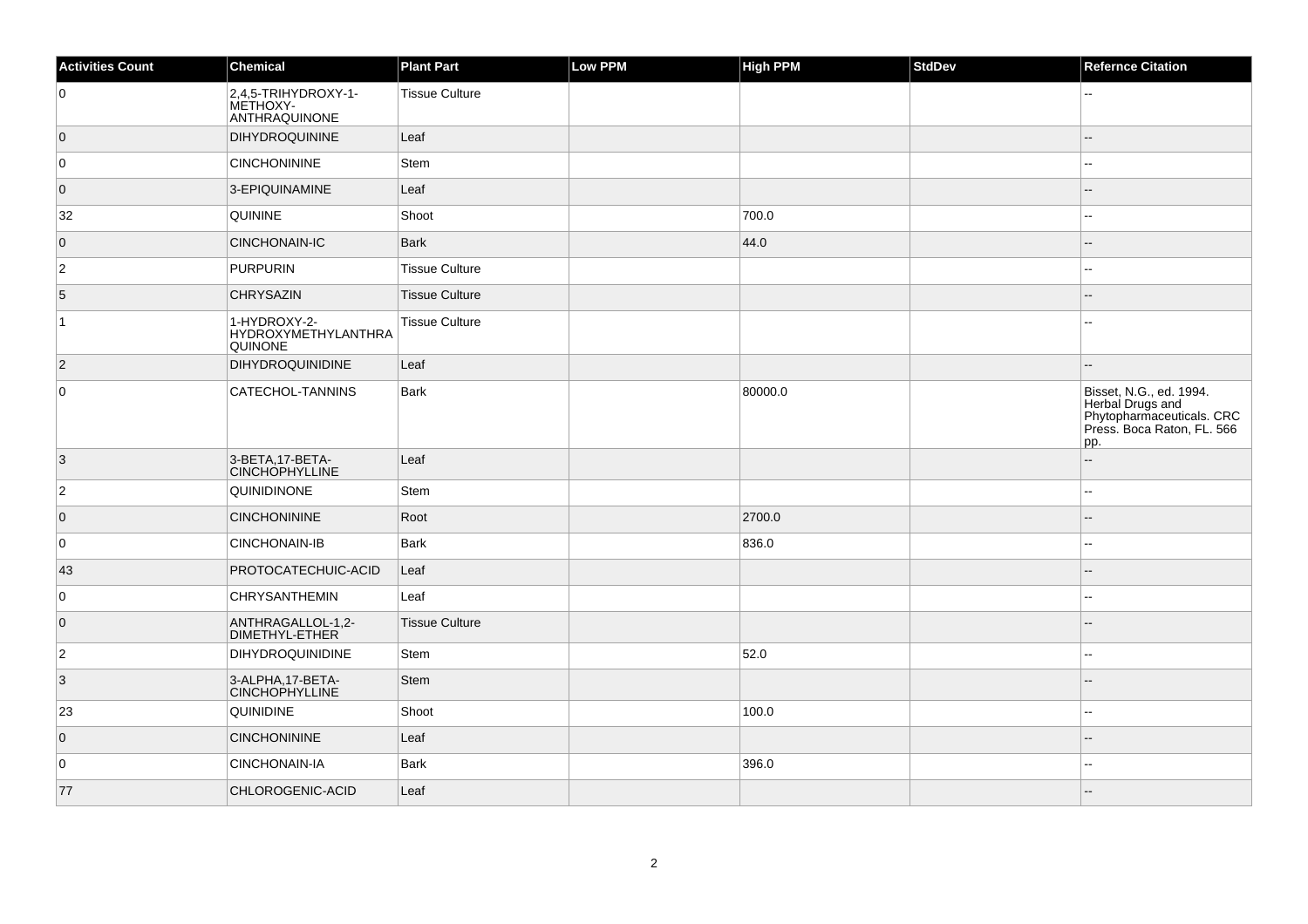| Activities Count | Chemical | Plant Part | Low PPM | High PPM | StdDev | Refernce Citation |
| --- | --- | --- | --- | --- | --- | --- |
| 0 | 2,4,5-TRIHYDROXY-1-METHOXY-ANTHRAQUINONE | Tissue Culture | | | | -- |
| 0 | DIHYDROQUININE | Leaf | | | | -- |
| 0 | CINCHONININE | Stem | | | | -- |
| 0 | 3-EPIQUINAMINE | Leaf | | | | -- |
| 32 | QUININE | Shoot | | 700.0 | | -- |
| 0 | CINCHONAIN-IC | Bark | | 44.0 | | -- |
| 2 | PURPURIN | Tissue Culture | | | | -- |
| 5 | CHRYSAZIN | Tissue Culture | | | | -- |
| 1 | 1-HYDROXY-2-HYDROXYMETHYLANTHRAQUINONE | Tissue Culture | | | | -- |
| 2 | DIHYDROQUINIDINE | Leaf | | | | -- |
| 0 | CATECHOL-TANNINS | Bark | | 80000.0 | | Bisset, N.G., ed. 1994. Herbal Drugs and Phytopharmaceuticals. CRC Press. Boca Raton, FL. 566 pp. |
| 3 | 3-BETA,17-BETA-CINCHOPHYLLINE | Leaf | | | | -- |
| 2 | QUINIDINONE | Stem | | | | -- |
| 0 | CINCHONININE | Root | | 2700.0 | | -- |
| 0 | CINCHONAIN-IB | Bark | | 836.0 | | -- |
| 43 | PROTOCATECHUIC-ACID | Leaf | | | | -- |
| 0 | CHRYSANTHEMIN | Leaf | | | | -- |
| 0 | ANTHRAGALLOL-1,2-DIMETHYL-ETHER | Tissue Culture | | | | -- |
| 2 | DIHYDROQUINIDINE | Stem | | 52.0 | | -- |
| 3 | 3-ALPHA,17-BETA-CINCHOPHYLLINE | Stem | | | | -- |
| 23 | QUINIDINE | Shoot | | 100.0 | | -- |
| 0 | CINCHONININE | Leaf | | | | -- |
| 0 | CINCHONAIN-IA | Bark | | 396.0 | | -- |
| 77 | CHLOROGENIC-ACID | Leaf | | | | -- |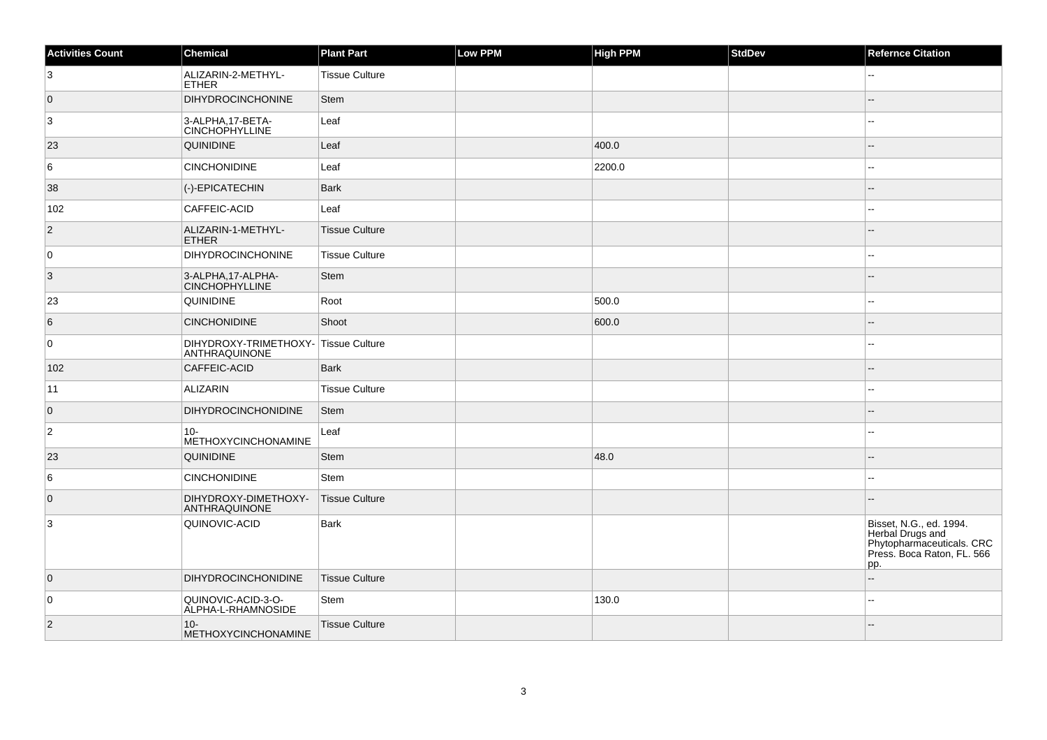| Activities Count | Chemical | Plant Part | Low PPM | High PPM | StdDev | Refernce Citation |
| --- | --- | --- | --- | --- | --- | --- |
| 3 | ALIZARIN-2-METHYL-ETHER | Tissue Culture | | | | -- |
| 0 | DIHYDROCINCHONINE | Stem | | | | -- |
| 3 | 3-ALPHA,17-BETA-CINCHOPHYLLINE | Leaf | | | | -- |
| 23 | QUINIDINE | Leaf | | 400.0 | | -- |
| 6 | CINCHONIDINE | Leaf | | 2200.0 | | -- |
| 38 | (-)-EPICATECHIN | Bark | | | | -- |
| 102 | CAFFEIC-ACID | Leaf | | | | -- |
| 2 | ALIZARIN-1-METHYL-ETHER | Tissue Culture | | | | -- |
| 0 | DIHYDROCINCHONINE | Tissue Culture | | | | -- |
| 3 | 3-ALPHA,17-ALPHA-CINCHOPHYLLINE | Stem | | | | -- |
| 23 | QUINIDINE | Root | | 500.0 | | -- |
| 6 | CINCHONIDINE | Shoot | | 600.0 | | -- |
| 0 | DIHYDROXY-TRIMETHOXY-ANTHRAQUINONE | Tissue Culture | | | | -- |
| 102 | CAFFEIC-ACID | Bark | | | | -- |
| 11 | ALIZARIN | Tissue Culture | | | | -- |
| 0 | DIHYDROCINCHONIDINE | Stem | | | | -- |
| 2 | 10-METHOXYCINCHONAMINE | Leaf | | | | -- |
| 23 | QUINIDINE | Stem | | 48.0 | | -- |
| 6 | CINCHONIDINE | Stem | | | | -- |
| 0 | DIHYDROXY-DIMETHOXY-ANTHRAQUINONE | Tissue Culture | | | | -- |
| 3 | QUINOVIC-ACID | Bark | | | | Bisset, N.G., ed. 1994. Herbal Drugs and Phytopharmaceuticals. CRC Press. Boca Raton, FL. 566 pp. |
| 0 | DIHYDROCINCHONIDINE | Tissue Culture | | | | -- |
| 0 | QUINOVIC-ACID-3-O-ALPHA-L-RHAMNOSIDE | Stem | | 130.0 | | -- |
| 2 | 10-METHOXYCINCHONAMINE | Tissue Culture | | | | -- |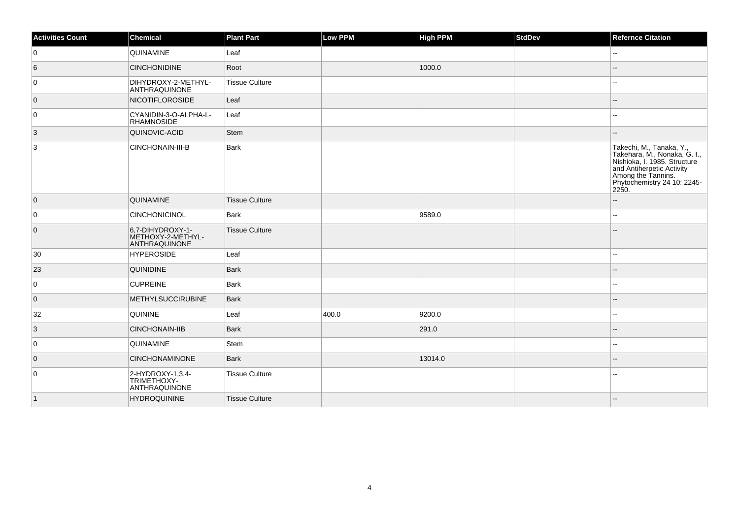| Activities Count | Chemical | Plant Part | Low PPM | High PPM | StdDev | Refernce Citation |
|---|---|---|---|---|---|---|
| 0 | QUINAMINE | Leaf | | | | -- |
| 6 | CINCHONIDINE | Root | | 1000.0 | | -- |
| 0 | DIHYDROXY-2-METHYL-ANTHRAQUINONE | Tissue Culture | | | | -- |
| 0 | NICOTIFLOROSIDE | Leaf | | | | -- |
| 0 | CYANIDIN-3-O-ALPHA-L-RHAMNOSIDE | Leaf | | | | -- |
| 3 | QUINOVIC-ACID | Stem | | | | -- |
| 3 | CINCHONAIN-III-B | Bark | | | | Takechi, M., Tanaka, Y., Takehara, M., Nonaka, G. I., Nishioka, I. 1985. Structure and Antiherpetic Activity Among the Tannins. Phytochemistry 24 10: 2245-2250. |
| 0 | QUINAMINE | Tissue Culture | | | | -- |
| 0 | CINCHONICINOL | Bark | | 9589.0 | | -- |
| 0 | 6,7-DIHYDROXY-1-METHOXY-2-METHYL-ANTHRAQUINONE | Tissue Culture | | | | -- |
| 30 | HYPEROSIDE | Leaf | | | | -- |
| 23 | QUINIDINE | Bark | | | | -- |
| 0 | CUPREINE | Bark | | | | -- |
| 0 | METHYLSUCCIRUBINE | Bark | | | | -- |
| 32 | QUININE | Leaf | 400.0 | 9200.0 | | -- |
| 3 | CINCHONAIN-IIB | Bark | | 291.0 | | -- |
| 0 | QUINAMINE | Stem | | | | -- |
| 0 | CINCHONAMINONE | Bark | | 13014.0 | | -- |
| 0 | 2-HYDROXY-1,3,4-TRIMETHOXY-ANTHRAQUINONE | Tissue Culture | | | | -- |
| 1 | HYDROQUININE | Tissue Culture | | | | -- |